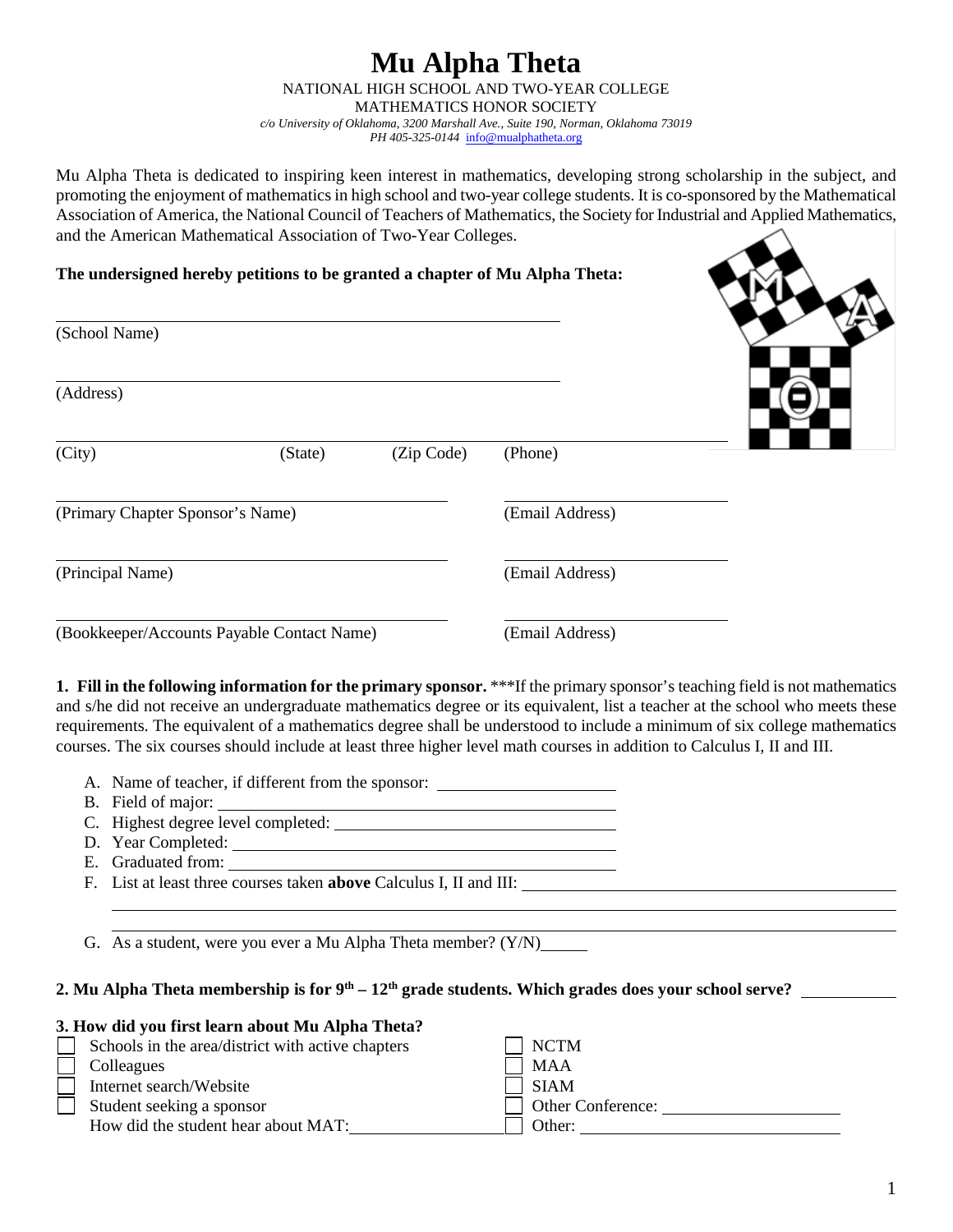# Mu Alpha Theta

NATIONAL HIGH SCHOOL AND TWO-YEAR COLLEGE
MATHEMATICS HONOR SOCIETY

*c/o University of Oklahoma, 3200 Marshall Ave., Suite 190, Norman, Oklahoma 73019*
*PH 405-325-0144* info@mualphatheta.org

Mu Alpha Theta is dedicated to inspiring keen interest in mathematics, developing strong scholarship in the subject, and promoting the enjoyment of mathematics in high school and two-year college students. It is co-sponsored by the Mathematical Association of America, the National Council of Teachers of Mathematics, the Society for Industrial and Applied Mathematics, and the American Mathematical Association of Two-Year Colleges.

**The undersigned hereby petitions to be granted a chapter of Mu Alpha Theta:**

\_\_\_\_\_\_\_\_\_\_\_\_\_\_\_\_\_\_\_\_\_\_\_\_\_\_\_\_\_\_\_\_\_\_\_\_\_\_\_\_
(School Name)

\_\_\_\_\_\_\_\_\_\_\_\_\_\_\_\_\_\_\_\_\_\_\_\_\_\_\_\_\_\_\_\_\_\_\_\_\_\_\_\_
(Address)

\_\_\_\_\_\_\_\_\_\_\_\_\_\_\_\_\_\_\_\_\_\_\_\_\_\_\_\_\_\_\_\_\_\_\_\_\_\_\_\_\_\_\_\_\_\_\_\_\_\_\_\_
(City) (State) (Zip Code) (Phone)

\_\_\_\_\_\_\_\_\_\_\_\_\_\_\_\_\_\_\_\_\_\_\_\_\_\_\_\_\_\_ \_\_\_\_\_\_\_\_\_\_\_\_\_\_\_\_\_\_
(Primary Chapter Sponsor's Name) (Email Address)

\_\_\_\_\_\_\_\_\_\_\_\_\_\_\_\_\_\_\_\_\_\_\_\_\_\_\_\_\_\_ \_\_\_\_\_\_\_\_\_\_\_\_\_\_\_\_\_\_
(Principal Name) (Email Address)

\_\_\_\_\_\_\_\_\_\_\_\_\_\_\_\_\_\_\_\_\_\_\_\_\_\_\_\_\_\_ \_\_\_\_\_\_\_\_\_\_\_\_\_\_\_\_\_\_
(Bookkeeper/Accounts Payable Contact Name) (Email Address)

**1. Fill in the following information for the primary sponsor.** ***If the primary sponsor's teaching field is not mathematics and s/he did not receive an undergraduate mathematics degree or its equivalent, list a teacher at the school who meets these requirements. The equivalent of a mathematics degree shall be understood to include a minimum of six college mathematics courses. The six courses should include at least three higher level math courses in addition to Calculus I, II and III.

A. Name of teacher, if different from the sponsor: \_\_\_\_\_\_\_\_\_\_\_\_\_\_\_\_\_\_\_\_
B. Field of major: \_\_\_\_\_\_\_\_\_\_\_\_\_\_\_\_\_\_\_\_\_\_\_\_\_\_\_\_\_\_\_\_\_\_\_\_\_\_\_\_
C. Highest degree level completed: \_\_\_\_\_\_\_\_\_\_\_\_\_\_\_\_\_\_\_\_\_\_\_\_\_\_\_\_\_\_
D. Year Completed: \_\_\_\_\_\_\_\_\_\_\_\_\_\_\_\_\_\_\_\_\_\_\_\_\_\_\_\_\_\_\_\_\_\_\_\_\_\_\_\_
E. Graduated from: \_\_\_\_\_\_\_\_\_\_\_\_\_\_\_\_\_\_\_\_\_\_\_\_\_\_\_\_\_\_\_\_\_\_\_\_\_\_\_\_
F. List at least three courses taken **above** Calculus I, II and III: \_\_\_\_\_\_\_\_\_\_\_\_\_\_\_\_\_\_\_\_\_\_\_\_\_\_\_\_\_\_\_\_\_\_\_\_\_\_\_\_\_\_\_\_\_\_\_\_\_\_\_\_\_\_\_\_\_\_\_\_\_\_\_\_\_\_\_\_\_\_\_\_\_\_\_\_\_\_\_\_\_\_\_\_\_\_\_\_\_\_\_\_\_\_\_\_\_\_\_\_\_\_\_\_\_\_\_\_\_\_\_\_\_\_\_\_\_\_\_\_\_\_\_\_\_\_\_\_\_\_\_\_\_\_\_\_\_\_\_\_\_\_\_\_\_\_\_\_\_\_
G. As a student, were you ever a Mu Alpha Theta member? (Y/N)\_\_\_\_\_

**2. Mu Alpha Theta membership is for 9th – 12th grade students. Which grades does your school serve?** \_\_\_\_\_\_\_\_\_\_

**3. How did you first learn about Mu Alpha Theta?**

- ☐ Schools in the area/district with active chapters
- ☐ Colleagues
- ☐ Internet search/Website
- ☐ Student seeking a sponsor
  How did the student hear about MAT: \_\_\_\_\_\_\_\_\_\_\_\_\_\_\_\_
- ☐ NCTM
- ☐ MAA
- ☐ SIAM
- ☐ Other Conference: \_\_\_\_\_\_\_\_\_\_\_\_\_\_\_\_\_\_\_\_
- ☐ Other: \_\_\_\_\_\_\_\_\_\_\_\_\_\_\_\_\_\_\_\_\_\_\_\_\_\_\_\_\_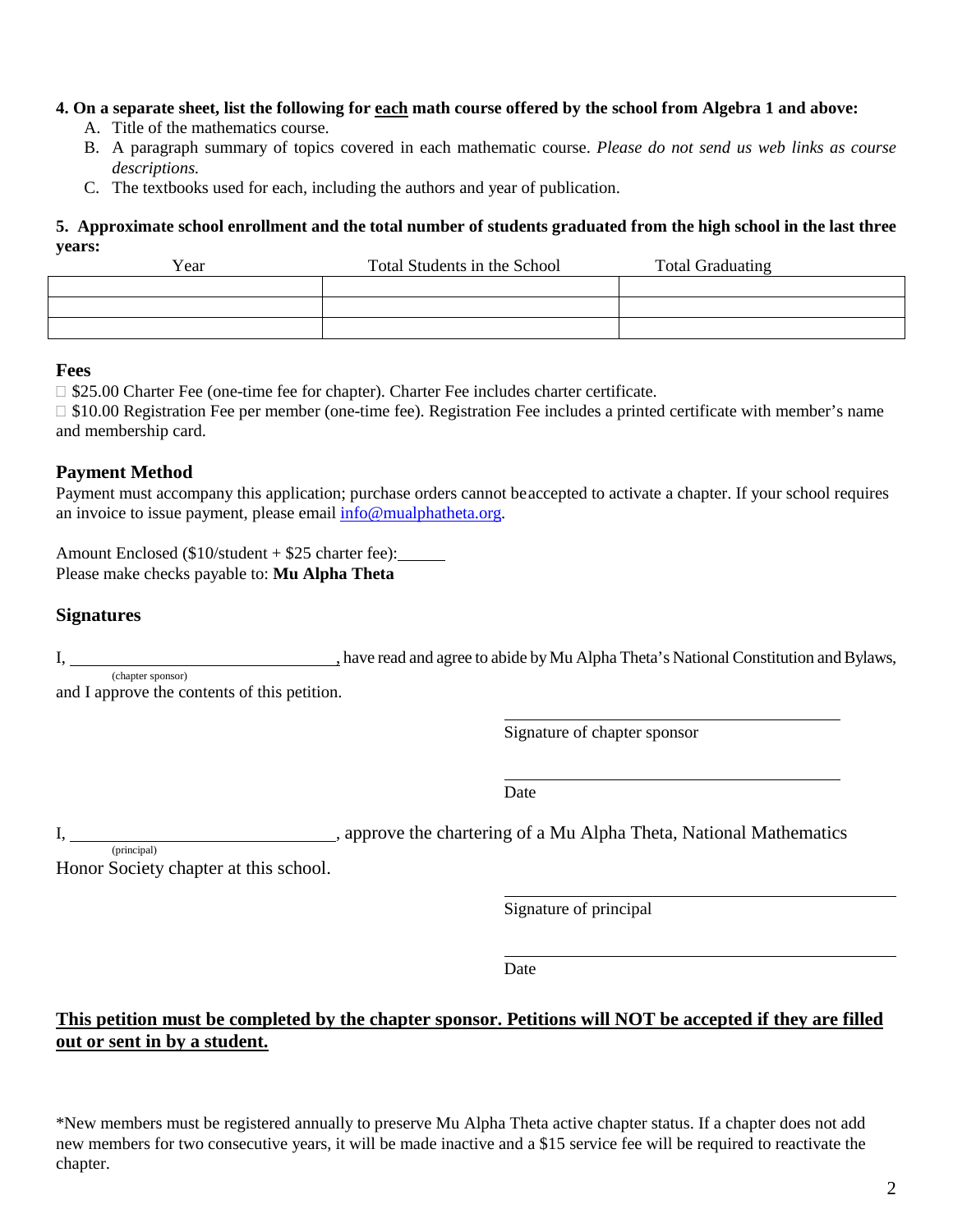**4. On a separate sheet, list the following for each math course offered by the school from Algebra 1 and above:**

A. Title of the mathematics course.
B. A paragraph summary of topics covered in each mathematic course. *Please do not send us web links as course descriptions.*
C. The textbooks used for each, including the authors and year of publication.

**5. Approximate school enrollment and the total number of students graduated from the high school in the last three years:**

| Year | Total Students in the School | Total Graduating |
|---|---|---|
| | | |
| | | |
| | | |

### Fees

☐ $25.00 Charter Fee (one-time fee for chapter). Charter Fee includes charter certificate.
☐ $10.00 Registration Fee per member (one-time fee). Registration Fee includes a printed certificate with member's name and membership card.

### Payment Method

Payment must accompany this application; purchase orders cannot be accepted to activate a chapter. If your school requires an invoice to issue payment, please email info@mualphatheta.org.

Amount Enclosed ($10/student + $25 charter fee): ______
Please make checks payable to: **Mu Alpha Theta**

### Signatures

I, ______________________________ (chapter sponsor), have read and agree to abide by Mu Alpha Theta's National Constitution and Bylaws, and I approve the contents of this petition.

______________________________
Signature of chapter sponsor

______________________________
Date

I, ______________________________ (principal), approve the chartering of a Mu Alpha Theta, National Mathematics Honor Society chapter at this school.

______________________________
Signature of principal

______________________________
Date

**<u>This petition must be completed by the chapter sponsor. Petitions will NOT be accepted if they are filled out or sent in by a student.</u>**

*New members must be registered annually to preserve Mu Alpha Theta active chapter status. If a chapter does not add new members for two consecutive years, it will be made inactive and a $15 service fee will be required to reactivate the chapter.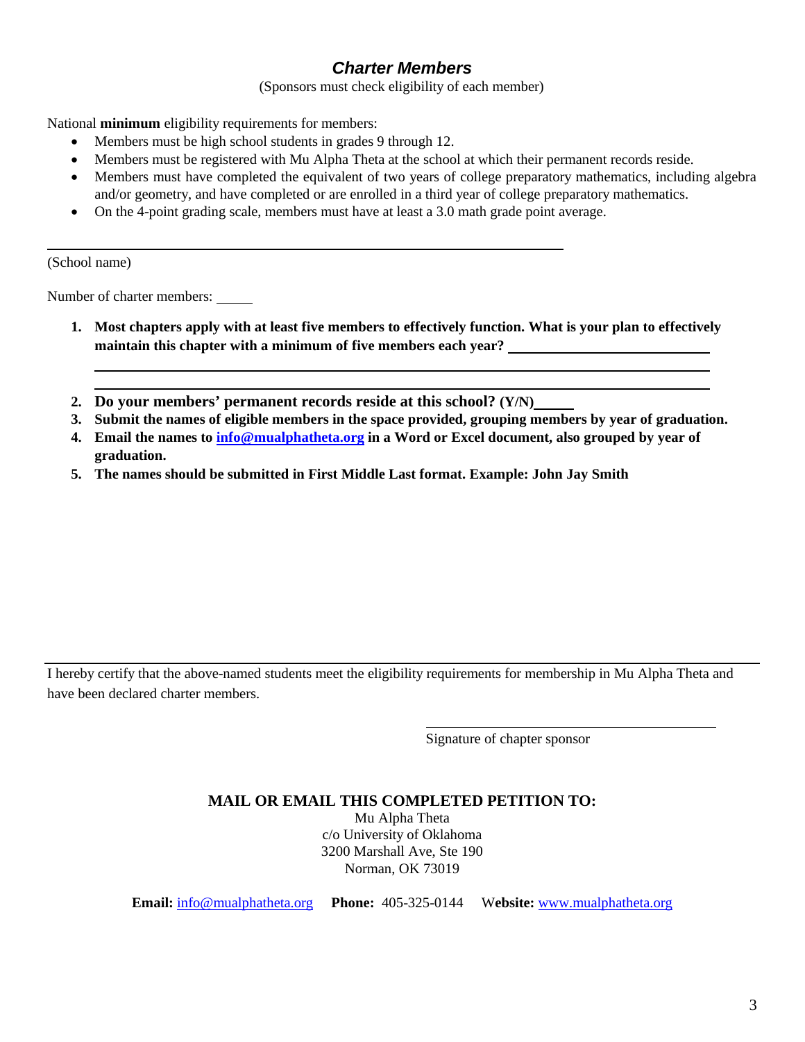## *Charter Members*

(Sponsors must check eligibility of each member)

National **minimum** eligibility requirements for members:

- Members must be high school students in grades 9 through 12.
- Members must be registered with Mu Alpha Theta at the school at which their permanent records reside.
- Members must have completed the equivalent of two years of college preparatory mathematics, including algebra and/or geometry, and have completed or are enrolled in a third year of college preparatory mathematics.
- On the 4-point grading scale, members must have at least a 3.0 math grade point average.

______________________________________________________________

(School name)

Number of charter members: _____

1. **Most chapters apply with at least five members to effectively function. What is your plan to effectively maintain this chapter with a minimum of five members each year?** ____________________________
______________________________________________________________
______________________________________________________________
2. **Do your members' permanent records reside at this school? (Y/N)**_____
3. **Submit the names of eligible members in the space provided, grouping members by year of graduation.**
4. **Email the names to [info@mualphatheta.org](mailto:info@mualphatheta.org) in a Word or Excel document, also grouped by year of graduation.**
5. **The names should be submitted in First Middle Last format. Example: John Jay Smith**

______________________________________________________________

I hereby certify that the above-named students meet the eligibility requirements for membership in Mu Alpha Theta and have been declared charter members.

______________________________

Signature of chapter sponsor

**MAIL OR EMAIL THIS COMPLETED PETITION TO:**

Mu Alpha Theta
c/o University of Oklahoma
3200 Marshall Ave, Ste 190
Norman, OK 73019

**Email:** [info@mualphatheta.org](mailto:info@mualphatheta.org) **Phone:** 405-325-0144 **Website:** [www.mualphatheta.org](http://www.mualphatheta.org)